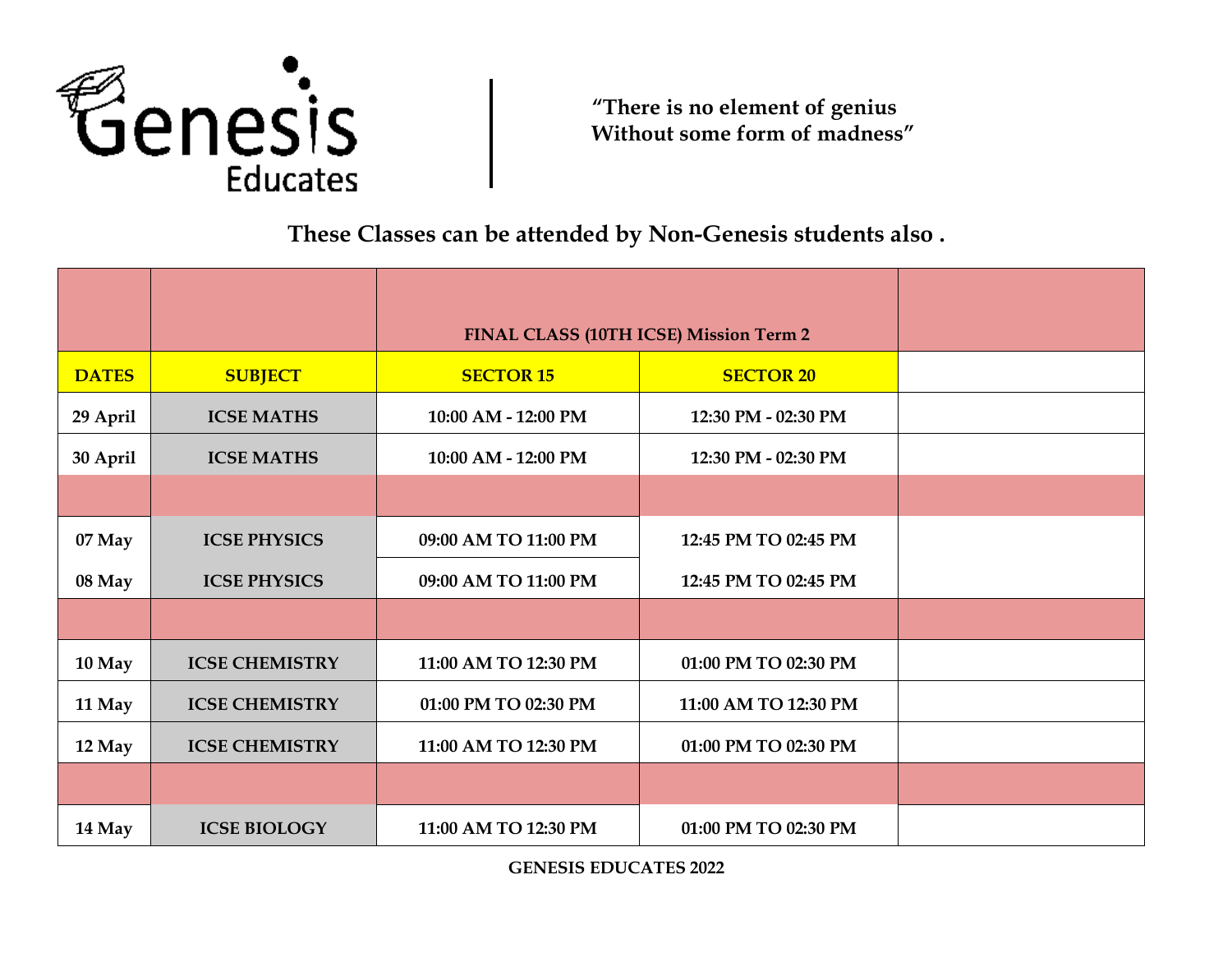Genesis Educates

> **"There is no element of genius
> Without some form of madness"**

## These Classes can be attended by Non-Genesis students also .

| | | FINAL CLASS (10TH ICSE) Mission Term 2 | | |
|---|---|---|---|---|
| **DATES** | **SUBJECT** | **SECTOR 15** | **SECTOR 20** | |
| 29 April | ICSE MATHS | 10:00 AM - 12:00 PM | 12:30 PM - 02:30 PM | |
| 30 April | ICSE MATHS | 10:00 AM - 12:00 PM | 12:30 PM - 02:30 PM | |
| | | | | |
| 07 May | ICSE PHYSICS | 09:00 AM TO 11:00 PM | 12:45 PM TO 02:45 PM | |
| 08 May | ICSE PHYSICS | 09:00 AM TO 11:00 PM | 12:45 PM TO 02:45 PM | |
| | | | | |
| 10 May | ICSE CHEMISTRY | 11:00 AM TO 12:30 PM | 01:00 PM TO 02:30 PM | |
| 11 May | ICSE CHEMISTRY | 01:00 PM TO 02:30 PM | 11:00 AM TO 12:30 PM | |
| 12 May | ICSE CHEMISTRY | 11:00 AM TO 12:30 PM | 01:00 PM TO 02:30 PM | |
| | | | | |
| 14 May | ICSE BIOLOGY | 11:00 AM TO 12:30 PM | 01:00 PM TO 02:30 PM | |

**GENESIS EDUCATES 2022**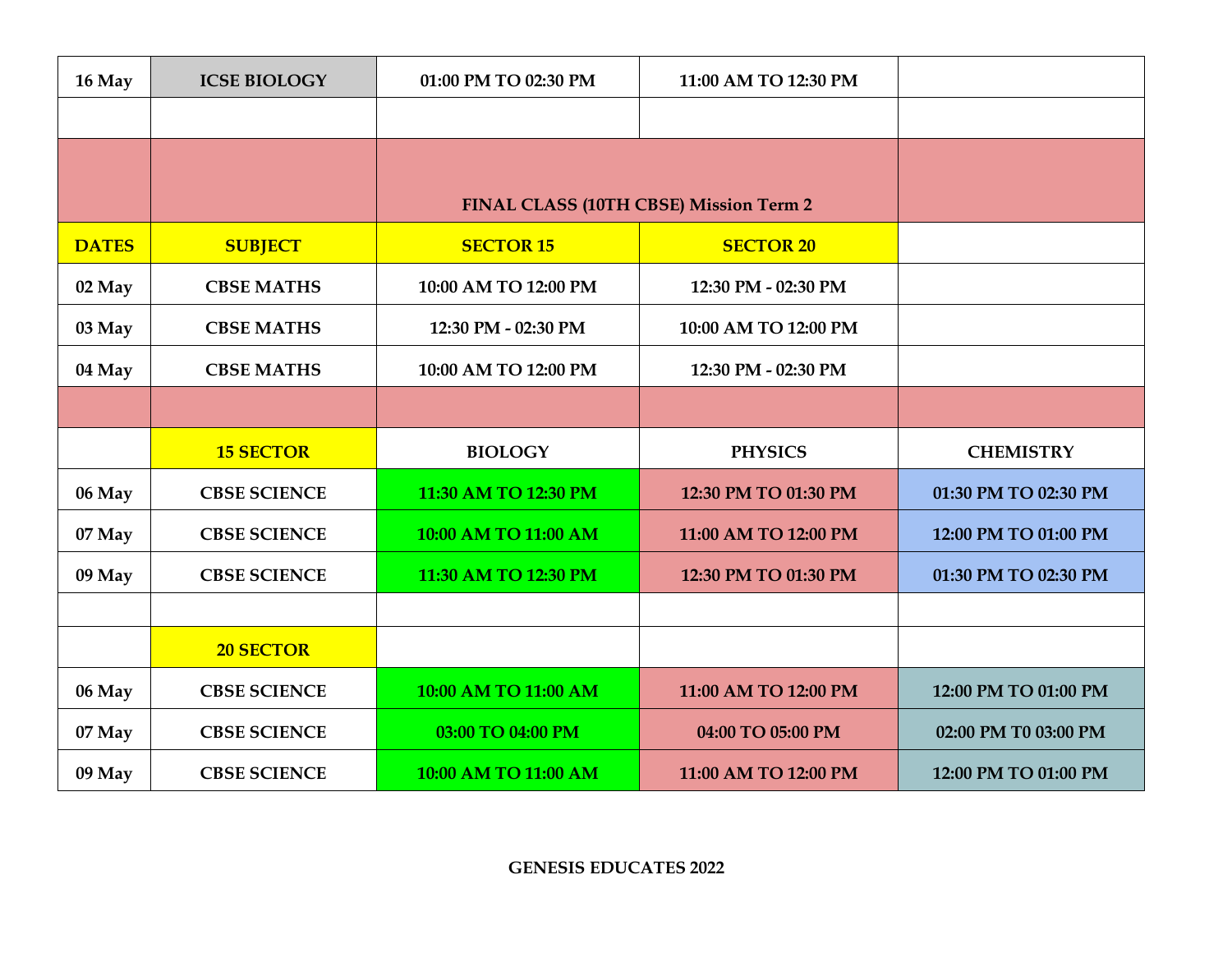| 16 May | ICSE BIOLOGY | 01:00 PM TO 02:30 PM | 11:00 AM TO 12:30 PM | |
| --- | --- | --- | --- | --- |
| | | | | |
| | | FINAL CLASS (10TH CBSE) Mission Term 2 | | |
| **DATES** | **SUBJECT** | **SECTOR 15** | **SECTOR 20** | |
| 02 May | CBSE MATHS | 10:00 AM TO 12:00 PM | 12:30 PM - 02:30 PM | |
| 03 May | CBSE MATHS | 12:30 PM - 02:30 PM | 10:00 AM TO 12:00 PM | |
| 04 May | CBSE MATHS | 10:00 AM TO 12:00 PM | 12:30 PM - 02:30 PM | |
| | | | | |
| | **15 SECTOR** | **BIOLOGY** | **PHYSICS** | **CHEMISTRY** |
| 06 May | CBSE SCIENCE | 11:30 AM TO 12:30 PM | 12:30 PM TO 01:30 PM | 01:30 PM TO 02:30 PM |
| 07 May | CBSE SCIENCE | 10:00 AM TO 11:00 AM | 11:00 AM TO 12:00 PM | 12:00 PM TO 01:00 PM |
| 09 May | CBSE SCIENCE | 11:30 AM TO 12:30 PM | 12:30 PM TO 01:30 PM | 01:30 PM TO 02:30 PM |
| | | | | |
| | **20 SECTOR** | | | |
| 06 May | CBSE SCIENCE | 10:00 AM TO 11:00 AM | 11:00 AM TO 12:00 PM | 12:00 PM TO 01:00 PM |
| 07 May | CBSE SCIENCE | 03:00 TO 04:00 PM | 04:00 TO 05:00 PM | 02:00 PM T0 03:00 PM |
| 09 May | CBSE SCIENCE | 10:00 AM TO 11:00 AM | 11:00 AM TO 12:00 PM | 12:00 PM TO 01:00 PM |

**GENESIS EDUCATES 2022**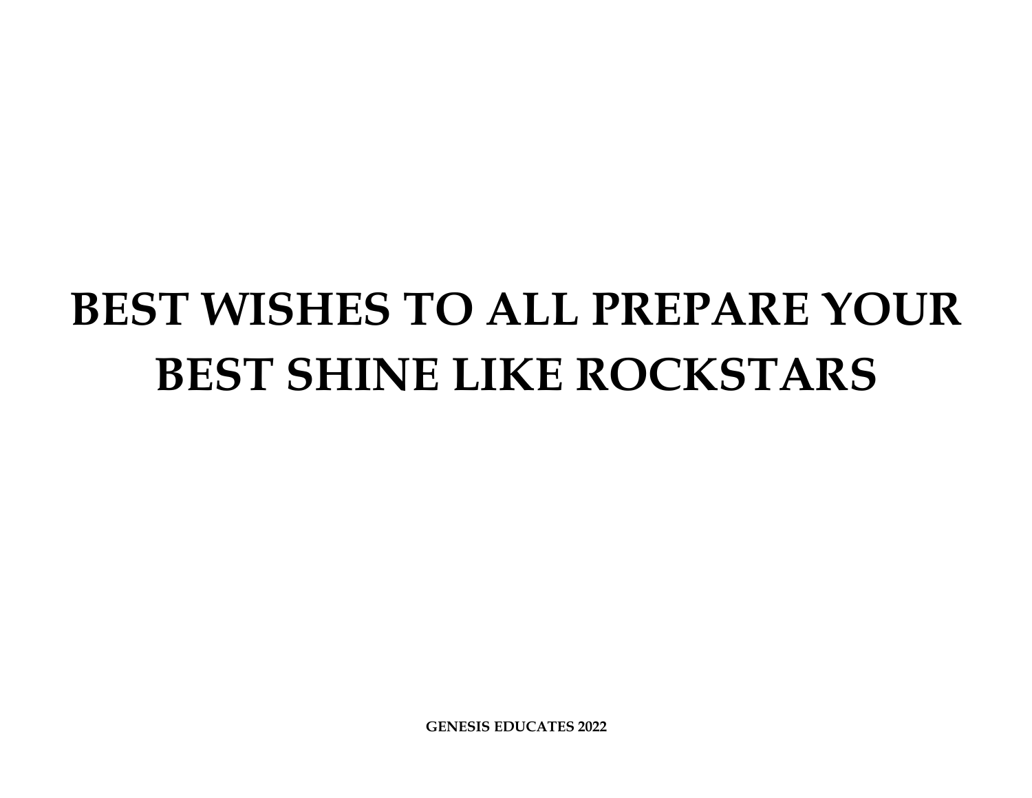# BEST WISHES TO ALL PREPARE YOUR BEST SHINE LIKE ROCKSTARS